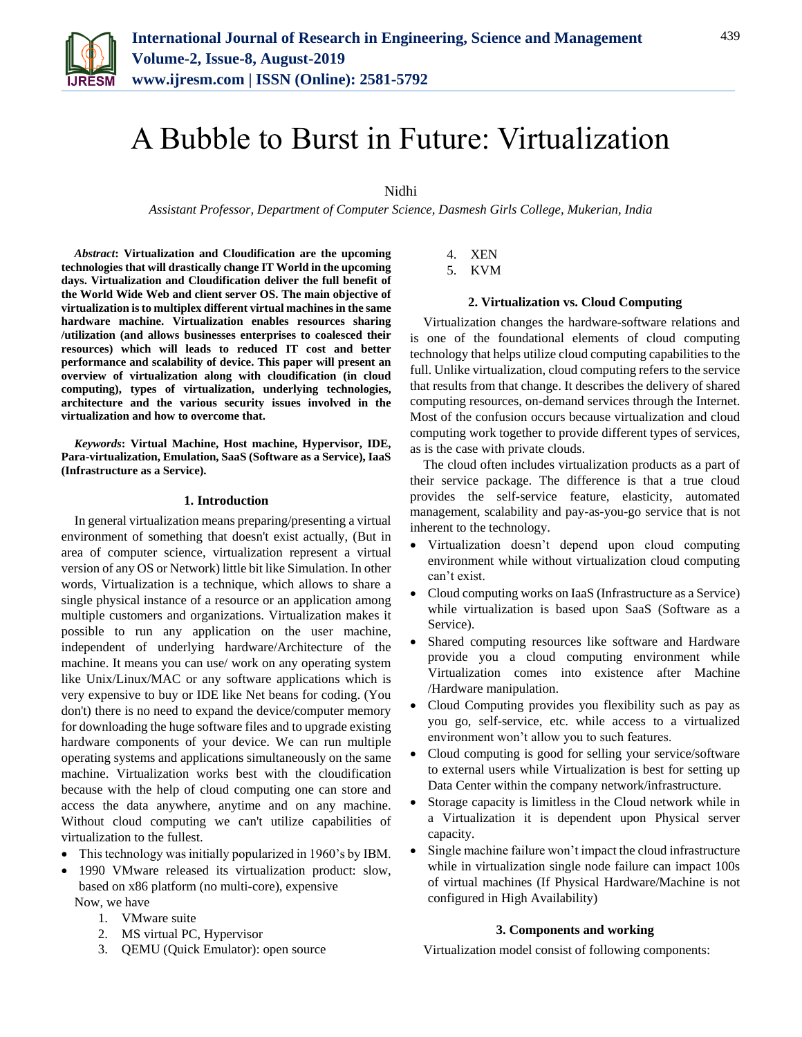# A Bubble to Burst in Future: Virtualization

Nidhi

*Assistant Professor, Department of Computer Science, Dasmesh Girls College, Mukerian, India*

***Abstract*: Virtualization and Cloudification are the upcoming technologies that will drastically change IT World in the upcoming days. Virtualization and Cloudification deliver the full benefit of the World Wide Web and client server OS. The main objective of virtualization is to multiplex different virtual machines in the same hardware machine. Virtualization enables resources sharing /utilization (and allows businesses enterprises to coalesced their resources) which will leads to reduced IT cost and better performance and scalability of device. This paper will present an overview of virtualization along with cloudification (in cloud computing), types of virtualization, underlying technologies, architecture and the various security issues involved in the virtualization and how to overcome that.**

***Keywords*: Virtual Machine, Host machine, Hypervisor, IDE, Para-virtualization, Emulation, SaaS (Software as a Service), IaaS (Infrastructure as a Service).**

## 1. Introduction

In general virtualization means preparing/presenting a virtual environment of something that doesn't exist actually, (But in area of computer science, virtualization represent a virtual version of any OS or Network) little bit like Simulation. In other words, Virtualization is a technique, which allows to share a single physical instance of a resource or an application among multiple customers and organizations. Virtualization makes it possible to run any application on the user machine, independent of underlying hardware/Architecture of the machine. It means you can use/ work on any operating system like Unix/Linux/MAC or any software applications which is very expensive to buy or IDE like Net beans for coding. (You don't) there is no need to expand the device/computer memory for downloading the huge software files and to upgrade existing hardware components of your device. We can run multiple operating systems and applications simultaneously on the same machine. Virtualization works best with the cloudification because with the help of cloud computing one can store and access the data anywhere, anytime and on any machine. Without cloud computing we can't utilize capabilities of virtualization to the fullest.

- This technology was initially popularized in 1960's by IBM.
- 1990 VMware released its virtualization product: slow, based on x86 platform (no multi-core), expensive

Now, we have

1. VMware suite
2. MS virtual PC, Hypervisor
3. QEMU (Quick Emulator): open source
4. XEN
5. KVM

## 2. Virtualization vs. Cloud Computing

Virtualization changes the hardware-software relations and is one of the foundational elements of cloud computing technology that helps utilize cloud computing capabilities to the full. Unlike virtualization, cloud computing refers to the service that results from that change. It describes the delivery of shared computing resources, on-demand services through the Internet. Most of the confusion occurs because virtualization and cloud computing work together to provide different types of services, as is the case with private clouds.

The cloud often includes virtualization products as a part of their service package. The difference is that a true cloud provides the self-service feature, elasticity, automated management, scalability and pay-as-you-go service that is not inherent to the technology.

- Virtualization doesn't depend upon cloud computing environment while without virtualization cloud computing can't exist.
- Cloud computing works on IaaS (Infrastructure as a Service) while virtualization is based upon SaaS (Software as a Service).
- Shared computing resources like software and Hardware provide you a cloud computing environment while Virtualization comes into existence after Machine /Hardware manipulation.
- Cloud Computing provides you flexibility such as pay as you go, self-service, etc. while access to a virtualized environment won't allow you to such features.
- Cloud computing is good for selling your service/software to external users while Virtualization is best for setting up Data Center within the company network/infrastructure.
- Storage capacity is limitless in the Cloud network while in a Virtualization it is dependent upon Physical server capacity.
- Single machine failure won't impact the cloud infrastructure while in virtualization single node failure can impact 100s of virtual machines (If Physical Hardware/Machine is not configured in High Availability)

## 3. Components and working

Virtualization model consist of following components: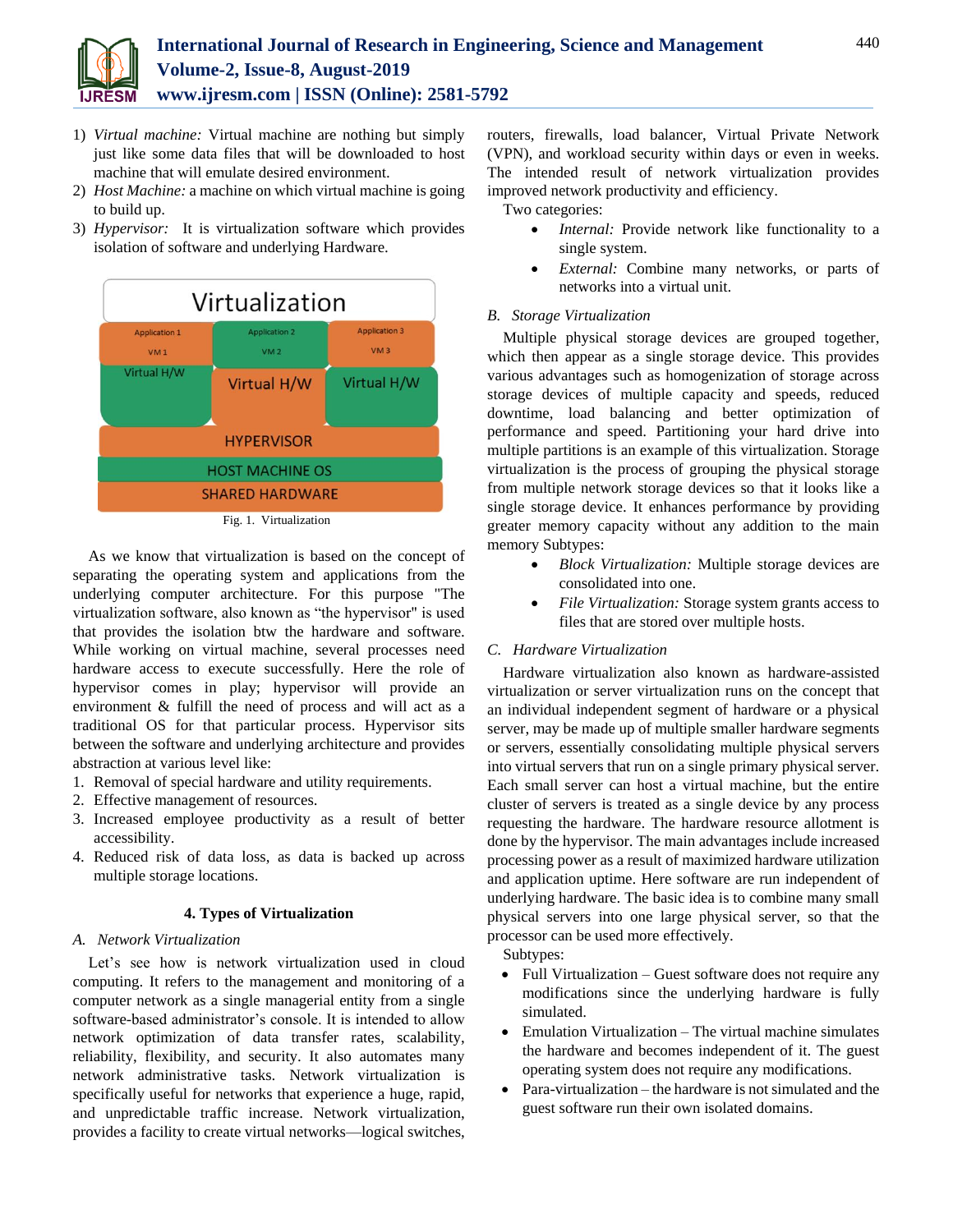1) *Virtual machine:* Virtual machine are nothing but simply just like some data files that will be downloaded to host machine that will emulate desired environment.
2) *Host Machine:* a machine on which virtual machine is going to build up.
3) *Hypervisor:* It is virtualization software which provides isolation of software and underlying Hardware.

Fig. 1. Virtualization

As we know that virtualization is based on the concept of separating the operating system and applications from the underlying computer architecture. For this purpose "The virtualization software, also known as "the hypervisor" is used that provides the isolation btw the hardware and software. While working on virtual machine, several processes need hardware access to execute successfully. Here the role of hypervisor comes in play; hypervisor will provide an environment & fulfill the need of process and will act as a traditional OS for that particular process. Hypervisor sits between the software and underlying architecture and provides abstraction at various level like:

1. Removal of special hardware and utility requirements.
2. Effective management of resources.
3. Increased employee productivity as a result of better accessibility.
4. Reduced risk of data loss, as data is backed up across multiple storage locations.

## 4. Types of Virtualization

### *A. Network Virtualization*

Let's see how is network virtualization used in cloud computing. It refers to the management and monitoring of a computer network as a single managerial entity from a single software-based administrator's console. It is intended to allow network optimization of data transfer rates, scalability, reliability, flexibility, and security. It also automates many network administrative tasks. Network virtualization is specifically useful for networks that experience a huge, rapid, and unpredictable traffic increase. Network virtualization, provides a facility to create virtual networks—logical switches, routers, firewalls, load balancer, Virtual Private Network (VPN), and workload security within days or even in weeks. The intended result of network virtualization provides improved network productivity and efficiency.

Two categories:

- *Internal:* Provide network like functionality to a single system.
- *External:* Combine many networks, or parts of networks into a virtual unit.

### *B. Storage Virtualization*

Multiple physical storage devices are grouped together, which then appear as a single storage device. This provides various advantages such as homogenization of storage across storage devices of multiple capacity and speeds, reduced downtime, load balancing and better optimization of performance and speed. Partitioning your hard drive into multiple partitions is an example of this virtualization. Storage virtualization is the process of grouping the physical storage from multiple network storage devices so that it looks like a single storage device. It enhances performance by providing greater memory capacity without any addition to the main memory Subtypes:

- *Block Virtualization:* Multiple storage devices are consolidated into one.
- *File Virtualization:* Storage system grants access to files that are stored over multiple hosts.

### *C. Hardware Virtualization*

Hardware virtualization also known as hardware-assisted virtualization or server virtualization runs on the concept that an individual independent segment of hardware or a physical server, may be made up of multiple smaller hardware segments or servers, essentially consolidating multiple physical servers into virtual servers that run on a single primary physical server. Each small server can host a virtual machine, but the entire cluster of servers is treated as a single device by any process requesting the hardware. The hardware resource allotment is done by the hypervisor. The main advantages include increased processing power as a result of maximized hardware utilization and application uptime. Here software are run independent of underlying hardware. The basic idea is to combine many small physical servers into one large physical server, so that the processor can be used more effectively.

Subtypes:

- Full Virtualization – Guest software does not require any modifications since the underlying hardware is fully simulated.
- Emulation Virtualization – The virtual machine simulates the hardware and becomes independent of it. The guest operating system does not require any modifications.
- Para-virtualization – the hardware is not simulated and the guest software run their own isolated domains.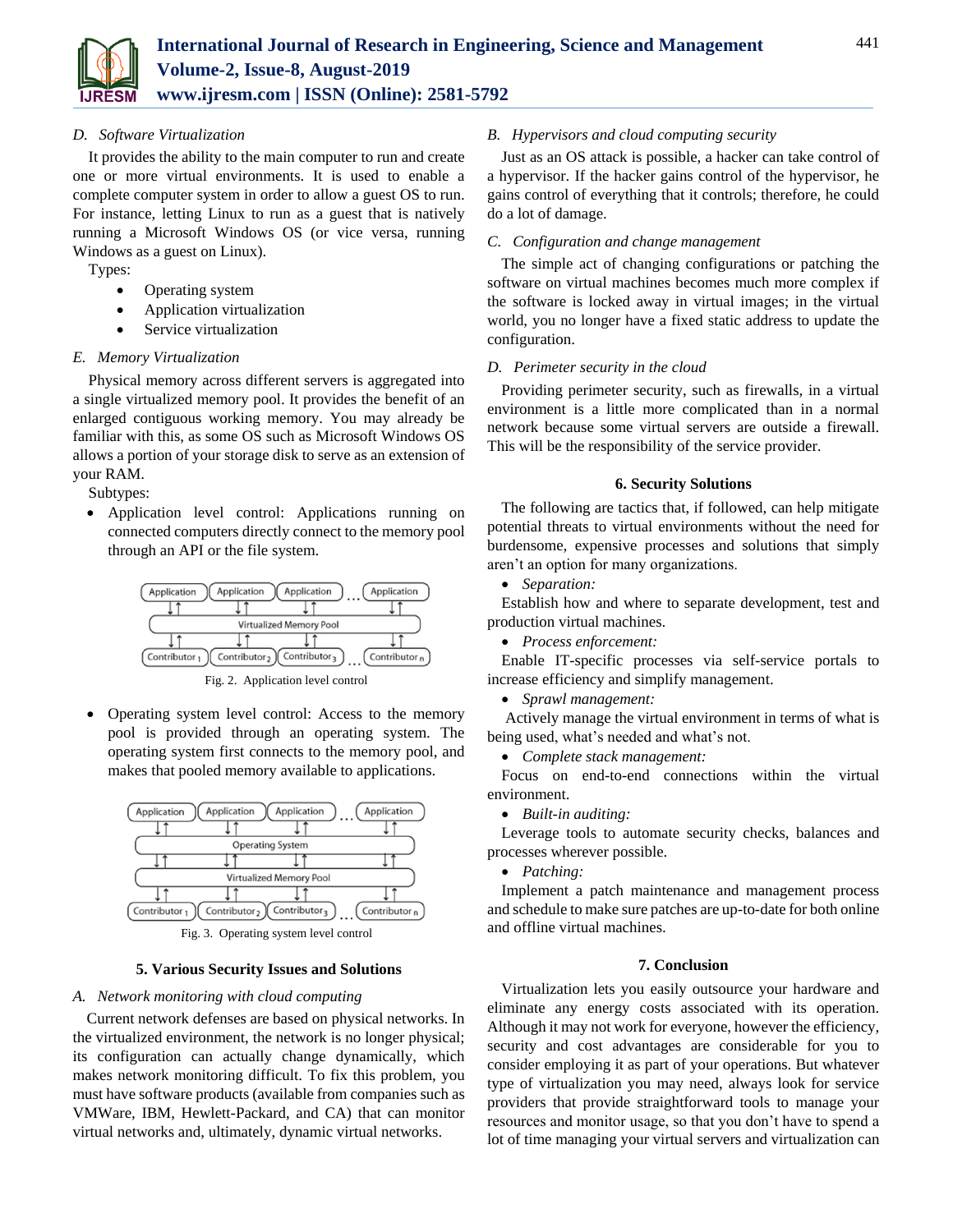### D. *Software Virtualization*

It provides the ability to the main computer to run and create one or more virtual environments. It is used to enable a complete computer system in order to allow a guest OS to run. For instance, letting Linux to run as a guest that is natively running a Microsoft Windows OS (or vice versa, running Windows as a guest on Linux).

Types:

- Operating system
- Application virtualization
- Service virtualization

### E. *Memory Virtualization*

Physical memory across different servers is aggregated into a single virtualized memory pool. It provides the benefit of an enlarged contiguous working memory. You may already be familiar with this, as some OS such as Microsoft Windows OS allows a portion of your storage disk to serve as an extension of your RAM.

Subtypes:

- Application level control: Applications running on connected computers directly connect to the memory pool through an API or the file system.

Fig. 2. Application level control

- Operating system level control: Access to the memory pool is provided through an operating system. The operating system first connects to the memory pool, and makes that pooled memory available to applications.

Fig. 3. Operating system level control

## 5. Various Security Issues and Solutions

### A. *Network monitoring with cloud computing*

Current network defenses are based on physical networks. In the virtualized environment, the network is no longer physical; its configuration can actually change dynamically, which makes network monitoring difficult. To fix this problem, you must have software products (available from companies such as VMWare, IBM, Hewlett-Packard, and CA) that can monitor virtual networks and, ultimately, dynamic virtual networks.

### B. *Hypervisors and cloud computing security*

Just as an OS attack is possible, a hacker can take control of a hypervisor. If the hacker gains control of the hypervisor, he gains control of everything that it controls; therefore, he could do a lot of damage.

### C. *Configuration and change management*

The simple act of changing configurations or patching the software on virtual machines becomes much more complex if the software is locked away in virtual images; in the virtual world, you no longer have a fixed static address to update the configuration.

### D. *Perimeter security in the cloud*

Providing perimeter security, such as firewalls, in a virtual environment is a little more complicated than in a normal network because some virtual servers are outside a firewall. This will be the responsibility of the service provider.

## 6. Security Solutions

The following are tactics that, if followed, can help mitigate potential threats to virtual environments without the need for burdensome, expensive processes and solutions that simply aren't an option for many organizations.

- *Separation:*

Establish how and where to separate development, test and production virtual machines.

- *Process enforcement:*

Enable IT-specific processes via self-service portals to increase efficiency and simplify management.

- *Sprawl management:*

Actively manage the virtual environment in terms of what is being used, what's needed and what's not.

- *Complete stack management:*

Focus on end-to-end connections within the virtual environment.

- *Built-in auditing:*

Leverage tools to automate security checks, balances and processes wherever possible.

- *Patching:*

Implement a patch maintenance and management process and schedule to make sure patches are up-to-date for both online and offline virtual machines.

## 7. Conclusion

Virtualization lets you easily outsource your hardware and eliminate any energy costs associated with its operation. Although it may not work for everyone, however the efficiency, security and cost advantages are considerable for you to consider employing it as part of your operations. But whatever type of virtualization you may need, always look for service providers that provide straightforward tools to manage your resources and monitor usage, so that you don't have to spend a lot of time managing your virtual servers and virtualization can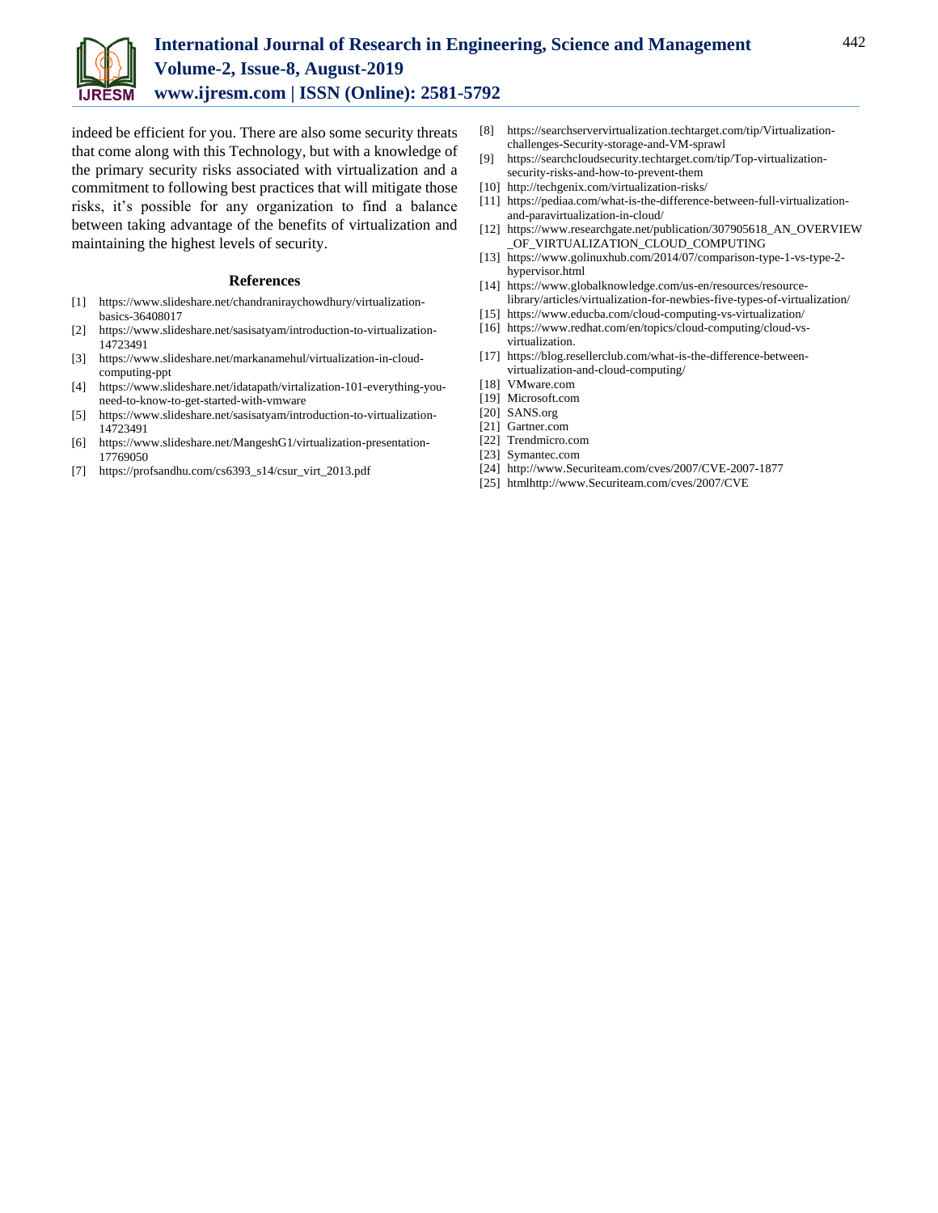indeed be efficient for you. There are also some security threats that come along with this Technology, but with a knowledge of the primary security risks associated with virtualization and a commitment to following best practices that will mitigate those risks, it's possible for any organization to find a balance between taking advantage of the benefits of virtualization and maintaining the highest levels of security.

## References

[1] https://www.slideshare.net/chandraniraychowdhury/virtualization-basics-36408017
[2] https://www.slideshare.net/sasisatyam/introduction-to-virtualization-14723491
[3] https://www.slideshare.net/markanamehul/virtualization-in-cloud-computing-ppt
[4] https://www.slideshare.net/idatapath/virtalization-101-everything-you-need-to-know-to-get-started-with-vmware
[5] https://www.slideshare.net/sasisatyam/introduction-to-virtualization-14723491
[6] https://www.slideshare.net/MangeshG1/virtualization-presentation-17769050
[7] https://profsandhu.com/cs6393_s14/csur_virt_2013.pdf
[8] https://searchservervirtualization.techtarget.com/tip/Virtualization-challenges-Security-storage-and-VM-sprawl
[9] https://searchcloudsecurity.techtarget.com/tip/Top-virtualization-security-risks-and-how-to-prevent-them
[10] http://techgenix.com/virtualization-risks/
[11] https://pediaa.com/what-is-the-difference-between-full-virtualization-and-paravirtualization-in-cloud/
[12] https://www.researchgate.net/publication/307905618_AN_OVERVIEW_OF_VIRTUALIZATION_CLOUD_COMPUTING
[13] https://www.golinuxhub.com/2014/07/comparison-type-1-vs-type-2-hypervisor.html
[14] https://www.globalknowledge.com/us-en/resources/resource-library/articles/virtualization-for-newbies-five-types-of-virtualization/
[15] https://www.educba.com/cloud-computing-vs-virtualization/
[16] https://www.redhat.com/en/topics/cloud-computing/cloud-vs-virtualization.
[17] https://blog.resellerclub.com/what-is-the-difference-between-virtualization-and-cloud-computing/
[18] VMware.com
[19] Microsoft.com
[20] SANS.org
[21] Gartner.com
[22] Trendmicro.com
[23] Symantec.com
[24] http://www.Securiteam.com/cves/2007/CVE-2007-1877
[25] htmlhttp://www.Securiteam.com/cves/2007/CVE